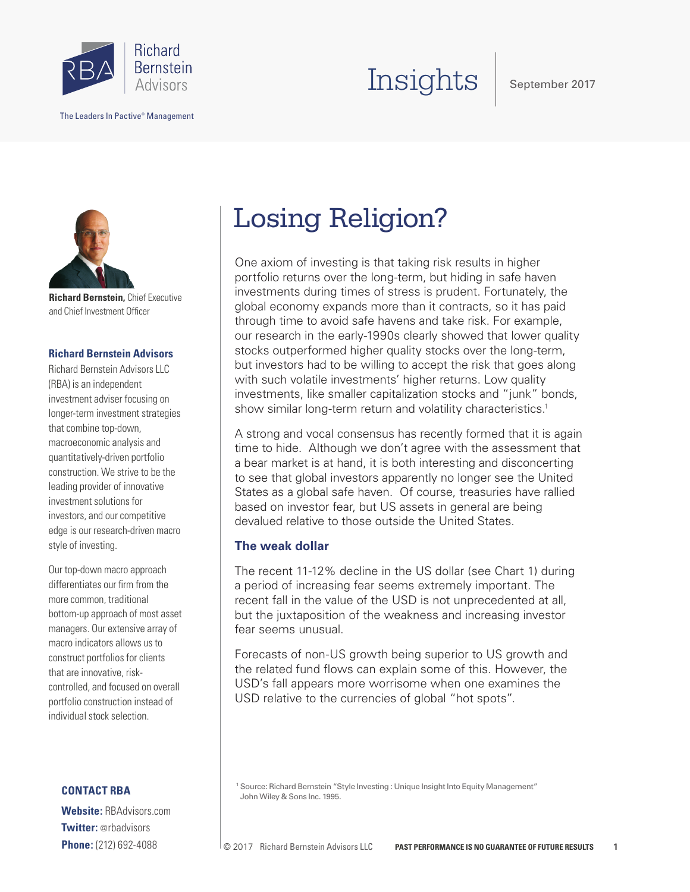Richard Bernstein Advisors

The Leaders In Pactive® Management

Insights | September 2017

**Richard Bernstein,** Chief Executive and Chief Investment Officer

**Richard Bernstein Advisors**

Richard Bernstein Advisors LLC (RBA) is an independent investment adviser focusing on longer-term investment strategies that combine top-down, macroeconomic analysis and quantitatively-driven portfolio construction. We strive to be the leading provider of innovative investment solutions for investors, and our competitive edge is our research-driven macro style of investing.

Our top-down macro approach differentiates our firm from the more common, traditional bottom-up approach of most asset managers. Our extensive array of macro indicators allows us to construct portfolios for clients that are innovative, risk-controlled, and focused on overall portfolio construction instead of individual stock selection.

**CONTACT RBA**

**Website:** RBAdvisors.com
**Twitter:** @rbadvisors
**Phone:** (212) 692-4088

# Losing Religion?

One axiom of investing is that taking risk results in higher portfolio returns over the long-term, but hiding in safe haven investments during times of stress is prudent. Fortunately, the global economy expands more than it contracts, so it has paid through time to avoid safe havens and take risk. For example, our research in the early-1990s clearly showed that lower quality stocks outperformed higher quality stocks over the long-term, but investors had to be willing to accept the risk that goes along with such volatile investments' higher returns. Low quality investments, like smaller capitalization stocks and "junk" bonds, show similar long-term return and volatility characteristics.[1]

A strong and vocal consensus has recently formed that it is again time to hide. Although we don't agree with the assessment that a bear market is at hand, it is both interesting and disconcerting to see that global investors apparently no longer see the United States as a global safe haven. Of course, treasuries have rallied based on investor fear, but US assets in general are being devalued relative to those outside the United States.

### The weak dollar

The recent 11-12% decline in the US dollar (see Chart 1) during a period of increasing fear seems extremely important. The recent fall in the value of the USD is not unprecedented at all, but the juxtaposition of the weakness and increasing investor fear seems unusual.

Forecasts of non-US growth being superior to US growth and the related fund flows can explain some of this. However, the USD's fall appears more worrisome when one examines the USD relative to the currencies of global "hot spots".

[1] Source: Richard Bernstein "Style Investing : Unique Insight Into Equity Management" John Wiley & Sons Inc. 1995.

© 2017 Richard Bernstein Advisors LLC **PAST PERFORMANCE IS NO GUARANTEE OF FUTURE RESULTS**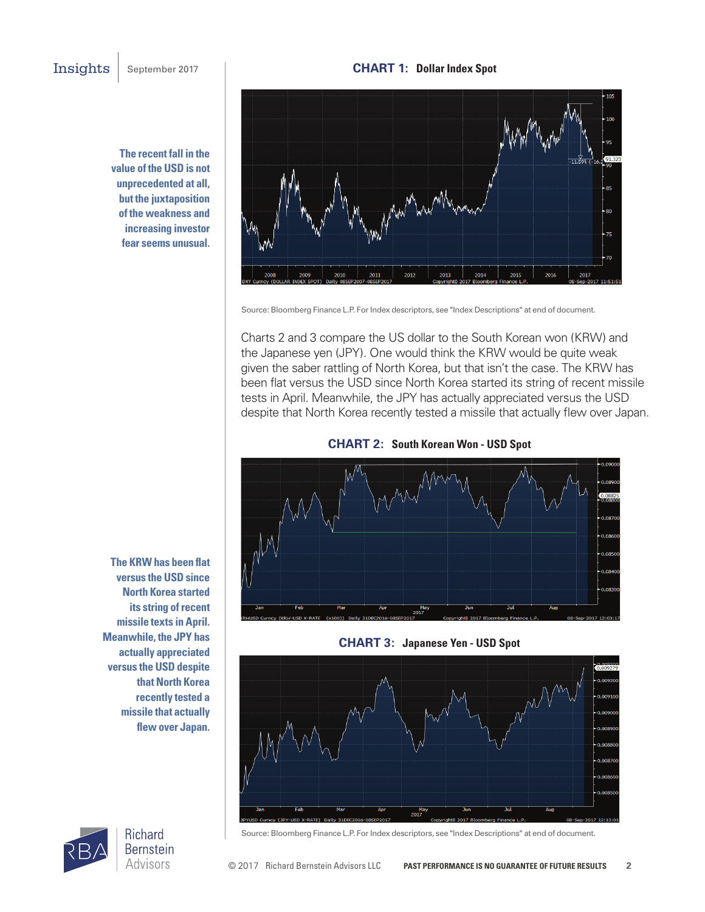**The recent fall in the value of the USD is not unprecedented at all, but the juxtaposition of the weakness and increasing investor fear seems unusual.**

### CHART 1: Dollar Index Spot

Source: Bloomberg Finance L.P. For Index descriptors, see "Index Descriptions" at end of document.

Charts 2 and 3 compare the US dollar to the South Korean won (KRW) and the Japanese yen (JPY). One would think the KRW would be quite weak given the saber rattling of North Korea, but that isn't the case. The KRW has been flat versus the USD since North Korea started its string of recent missile tests in April. Meanwhile, the JPY has actually appreciated versus the USD despite that North Korea recently tested a missile that actually flew over Japan.

**The KRW has been flat versus the USD since North Korea started its string of recent missile texts in April. Meanwhile, the JPY has actually appreciated versus the USD despite that North Korea recently tested a missile that actually flew over Japan.**

### CHART 2: South Korean Won - USD Spot

### CHART 3: Japanese Yen - USD Spot

Source: Bloomberg Finance L.P. For Index descriptors, see "Index Descriptions" at end of document.

© 2017 Richard Bernstein Advisors LLC **PAST PERFORMANCE IS NO GUARANTEE OF FUTURE RESULTS**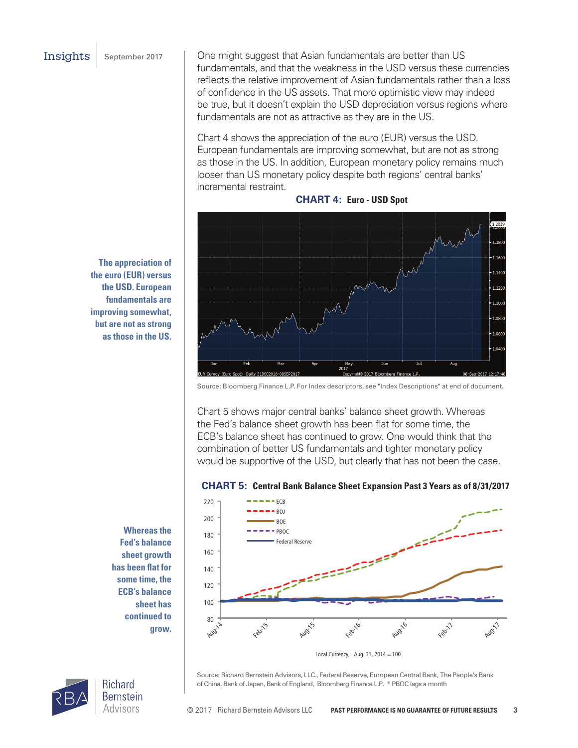One might suggest that Asian fundamentals are better than US fundamentals, and that the weakness in the USD versus these currencies reflects the relative improvement of Asian fundamentals rather than a loss of confidence in the US assets. That more optimistic view may indeed be true, but it doesn't explain the USD depreciation versus regions where fundamentals are not as attractive as they are in the US.

Chart 4 shows the appreciation of the euro (EUR) versus the USD. European fundamentals are improving somewhat, but are not as strong as those in the US. In addition, European monetary policy remains much looser than US monetary policy despite both regions' central banks' incremental restraint.

**The appreciation of the euro (EUR) versus the USD. European fundamentals are improving somewhat, but are not as strong as those in the US.**

**CHART 4: Euro - USD Spot**

Source: Bloomberg Finance L.P. For Index descriptors, see "Index Descriptions" at end of document.

Chart 5 shows major central banks' balance sheet growth. Whereas the Fed's balance sheet growth has been flat for some time, the ECB's balance sheet has continued to grow. One would think that the combination of better US fundamentals and tighter monetary policy would be supportive of the USD, but clearly that has not been the case.

**Whereas the Fed's balance sheet growth has been flat for some time, the ECB's balance sheet has continued to grow.**

**CHART 5: Central Bank Balance Sheet Expansion Past 3 Years as of 8/31/2017**

Local Currency, Aug. 31, 2014 = 100

Source: Richard Bernstein Advisors, LLC., Federal Reserve, European Central Bank, The People's Bank of China, Bank of Japan, Bank of England, Bloomberg Finance L.P. * PBOC lags a month

PAST PERFORMANCE IS NO GUARANTEE OF FUTURE RESULTS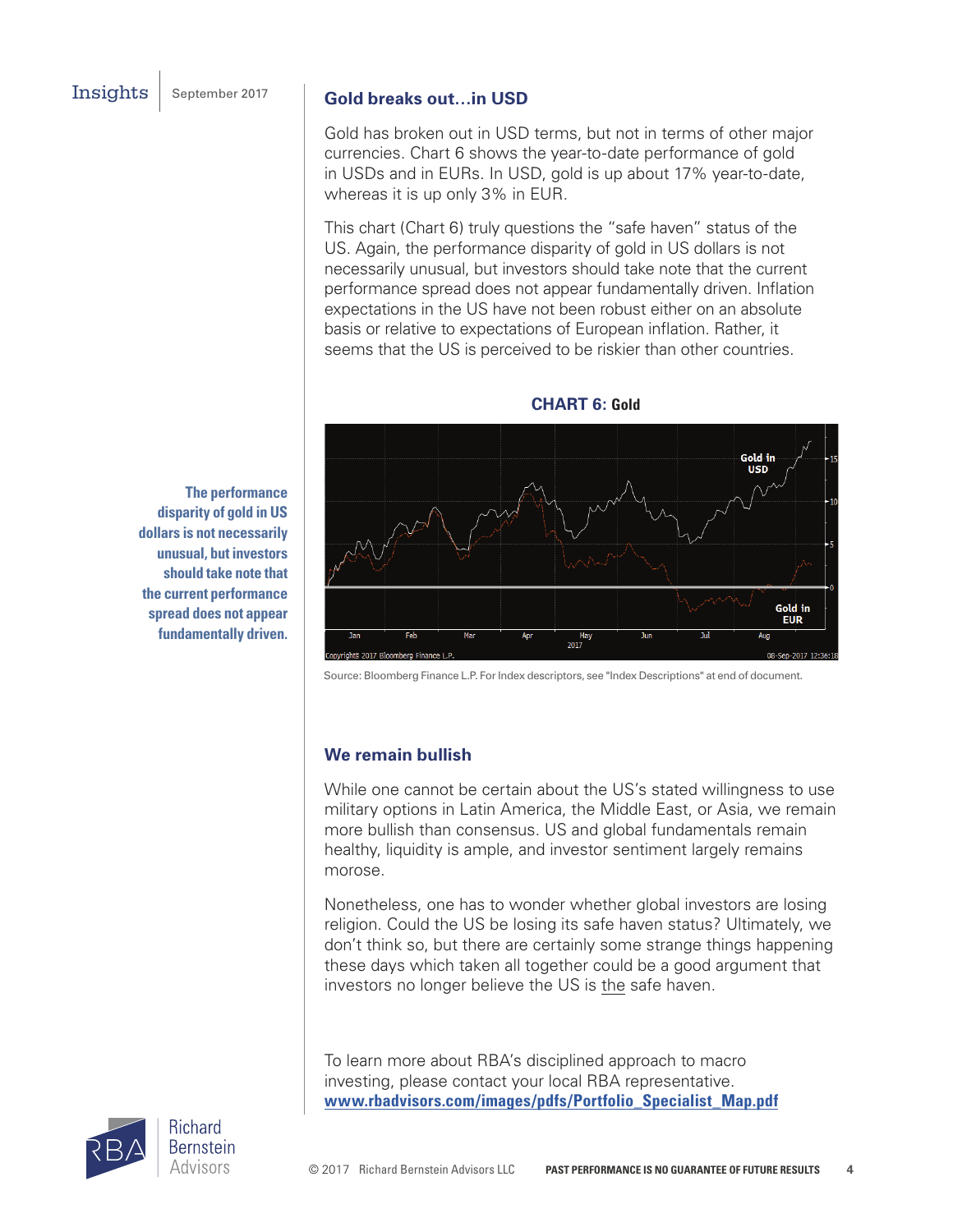## Gold breaks out…in USD

Gold has broken out in USD terms, but not in terms of other major currencies. Chart 6 shows the year-to-date performance of gold in USDs and in EURs. In USD, gold is up about 17% year-to-date, whereas it is up only 3% in EUR.

This chart (Chart 6) truly questions the "safe haven" status of the US. Again, the performance disparity of gold in US dollars is not necessarily unusual, but investors should take note that the current performance spread does not appear fundamentally driven. Inflation expectations in the US have not been robust either on an absolute basis or relative to expectations of European inflation. Rather, it seems that the US is perceived to be riskier than other countries.

**The performance disparity of gold in US dollars is not necessarily unusual, but investors should take note that the current performance spread does not appear fundamentally driven.**

**CHART 6: Gold**

Source: Bloomberg Finance L.P. For Index descriptors, see "Index Descriptions" at end of document.

## We remain bullish

While one cannot be certain about the US's stated willingness to use military options in Latin America, the Middle East, or Asia, we remain more bullish than consensus. US and global fundamentals remain healthy, liquidity is ample, and investor sentiment largely remains morose.

Nonetheless, one has to wonder whether global investors are losing religion. Could the US be losing its safe haven status? Ultimately, we don't think so, but there are certainly some strange things happening these days which taken all together could be a good argument that investors no longer believe the US is the safe haven.

To learn more about RBA's disciplined approach to macro investing, please contact your local RBA representative.
**www.rbadvisors.com/images/pdfs/Portfolio_Specialist_Map.pdf**

© 2017 Richard Bernstein Advisors LLC **PAST PERFORMANCE IS NO GUARANTEE OF FUTURE RESULTS**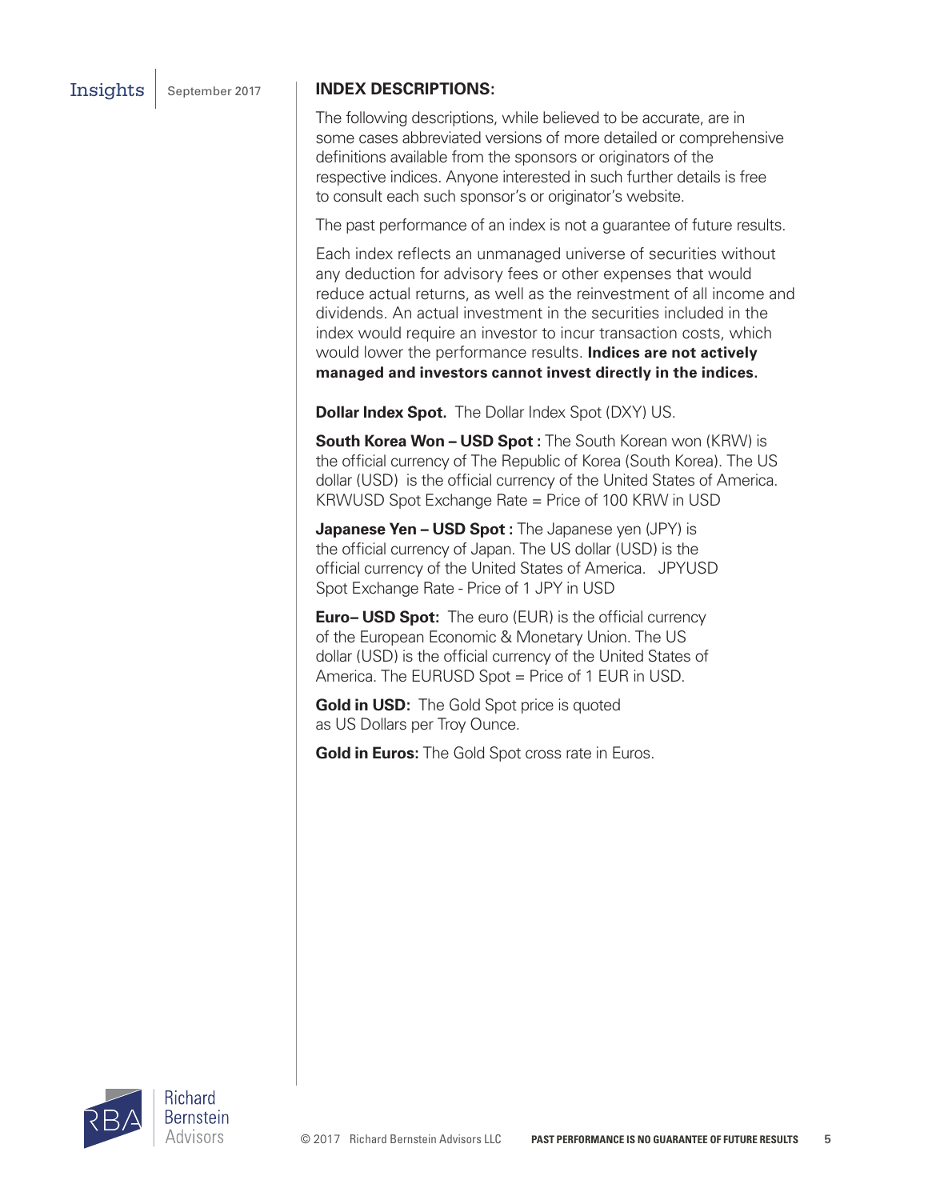## INDEX DESCRIPTIONS:

The following descriptions, while believed to be accurate, are in some cases abbreviated versions of more detailed or comprehensive definitions available from the sponsors or originators of the respective indices. Anyone interested in such further details is free to consult each such sponsor's or originator's website.

The past performance of an index is not a guarantee of future results.

Each index reflects an unmanaged universe of securities without any deduction for advisory fees or other expenses that would reduce actual returns, as well as the reinvestment of all income and dividends. An actual investment in the securities included in the index would require an investor to incur transaction costs, which would lower the performance results. **Indices are not actively managed and investors cannot invest directly in the indices.**

**Dollar Index Spot.** The Dollar Index Spot (DXY) US.

**South Korea Won – USD Spot :** The South Korean won (KRW) is the official currency of The Republic of Korea (South Korea). The US dollar (USD) is the official currency of the United States of America. KRWUSD Spot Exchange Rate = Price of 100 KRW in USD

**Japanese Yen – USD Spot :** The Japanese yen (JPY) is the official currency of Japan. The US dollar (USD) is the official currency of the United States of America. JPYUSD Spot Exchange Rate - Price of 1 JPY in USD

**Euro– USD Spot:** The euro (EUR) is the official currency of the European Economic & Monetary Union. The US dollar (USD) is the official currency of the United States of America. The EURUSD Spot = Price of 1 EUR in USD.

**Gold in USD:** The Gold Spot price is quoted as US Dollars per Troy Ounce.

**Gold in Euros:** The Gold Spot cross rate in Euros.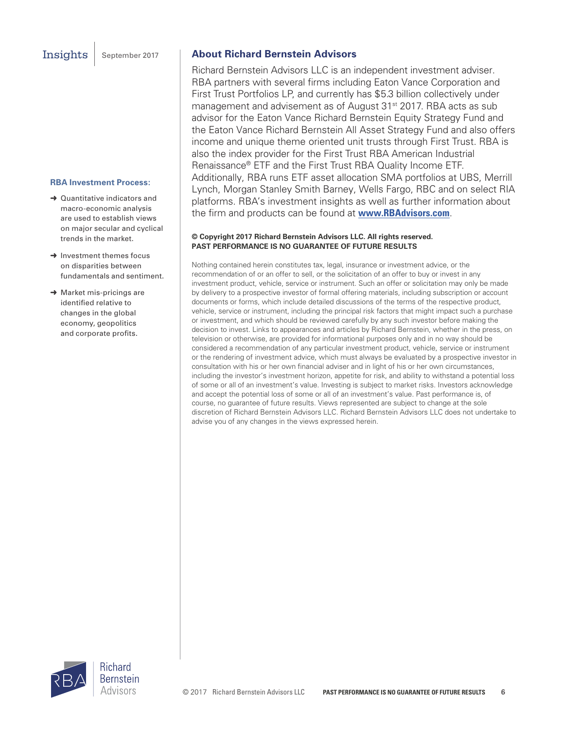**RBA Investment Process:**

- ➜ Quantitative indicators and macro-economic analysis are used to establish views on major secular and cyclical trends in the market.
- ➜ Investment themes focus on disparities between fundamentals and sentiment.
- ➜ Market mis-pricings are identified relative to changes in the global economy, geopolitics and corporate profits.

## About Richard Bernstein Advisors

Richard Bernstein Advisors LLC is an independent investment adviser. RBA partners with several firms including Eaton Vance Corporation and First Trust Portfolios LP, and currently has $5.3 billion collectively under management and advisement as of August 31st 2017. RBA acts as sub advisor for the Eaton Vance Richard Bernstein Equity Strategy Fund and the Eaton Vance Richard Bernstein All Asset Strategy Fund and also offers income and unique theme oriented unit trusts through First Trust. RBA is also the index provider for the First Trust RBA American Industrial Renaissance® ETF and the First Trust RBA Quality Income ETF. Additionally, RBA runs ETF asset allocation SMA portfolios at UBS, Merrill Lynch, Morgan Stanley Smith Barney, Wells Fargo, RBC and on select RIA platforms. RBA's investment insights as well as further information about the firm and products can be found at **www.RBAdvisors.com**.

**© Copyright 2017 Richard Bernstein Advisors LLC. All rights reserved.**
**PAST PERFORMANCE IS NO GUARANTEE OF FUTURE RESULTS**

Nothing contained herein constitutes tax, legal, insurance or investment advice, or the recommendation of or an offer to sell, or the solicitation of an offer to buy or invest in any investment product, vehicle, service or instrument. Such an offer or solicitation may only be made by delivery to a prospective investor of formal offering materials, including subscription or account documents or forms, which include detailed discussions of the terms of the respective product, vehicle, service or instrument, including the principal risk factors that might impact such a purchase or investment, and which should be reviewed carefully by any such investor before making the decision to invest. Links to appearances and articles by Richard Bernstein, whether in the press, on television or otherwise, are provided for informational purposes only and in no way should be considered a recommendation of any particular investment product, vehicle, service or instrument or the rendering of investment advice, which must always be evaluated by a prospective investor in consultation with his or her own financial adviser and in light of his or her own circumstances, including the investor's investment horizon, appetite for risk, and ability to withstand a potential loss of some or all of an investment's value. Investing is subject to market risks. Investors acknowledge and accept the potential loss of some or all of an investment's value. Past performance is, of course, no guarantee of future results. Views represented are subject to change at the sole discretion of Richard Bernstein Advisors LLC. Richard Bernstein Advisors LLC does not undertake to advise you of any changes in the views expressed herein.